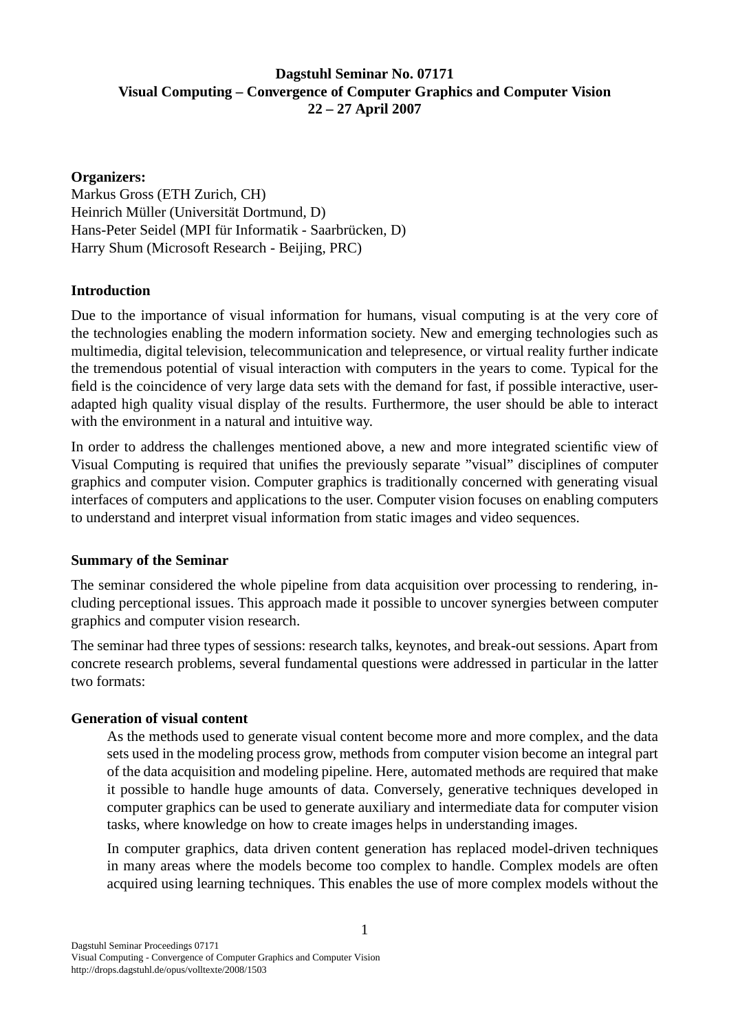**Dagstuhl Seminar No. 07171**
**Visual Computing – Convergence of Computer Graphics and Computer Vision**
**22 – 27 April 2007**

**Organizers:**
Markus Gross (ETH Zurich, CH)
Heinrich Müller (Universität Dortmund, D)
Hans-Peter Seidel (MPI für Informatik - Saarbrücken, D)
Harry Shum (Microsoft Research - Beijing, PRC)

## Introduction

Due to the importance of visual information for humans, visual computing is at the very core of the technologies enabling the modern information society. New and emerging technologies such as multimedia, digital television, telecommunication and telepresence, or virtual reality further indicate the tremendous potential of visual interaction with computers in the years to come. Typical for the field is the coincidence of very large data sets with the demand for fast, if possible interactive, user-adapted high quality visual display of the results. Furthermore, the user should be able to interact with the environment in a natural and intuitive way.

In order to address the challenges mentioned above, a new and more integrated scientific view of Visual Computing is required that unifies the previously separate ”visual” disciplines of computer graphics and computer vision. Computer graphics is traditionally concerned with generating visual interfaces of computers and applications to the user. Computer vision focuses on enabling computers to understand and interpret visual information from static images and video sequences.

## Summary of the Seminar

The seminar considered the whole pipeline from data acquisition over processing to rendering, including perceptional issues. This approach made it possible to uncover synergies between computer graphics and computer vision research.

The seminar had three types of sessions: research talks, keynotes, and break-out sessions. Apart from concrete research problems, several fundamental questions were addressed in particular in the latter two formats:

### Generation of visual content

As the methods used to generate visual content become more and more complex, and the data sets used in the modeling process grow, methods from computer vision become an integral part of the data acquisition and modeling pipeline. Here, automated methods are required that make it possible to handle huge amounts of data. Conversely, generative techniques developed in computer graphics can be used to generate auxiliary and intermediate data for computer vision tasks, where knowledge on how to create images helps in understanding images.

In computer graphics, data driven content generation has replaced model-driven techniques in many areas where the models become too complex to handle. Complex models are often acquired using learning techniques. This enables the use of more complex models without the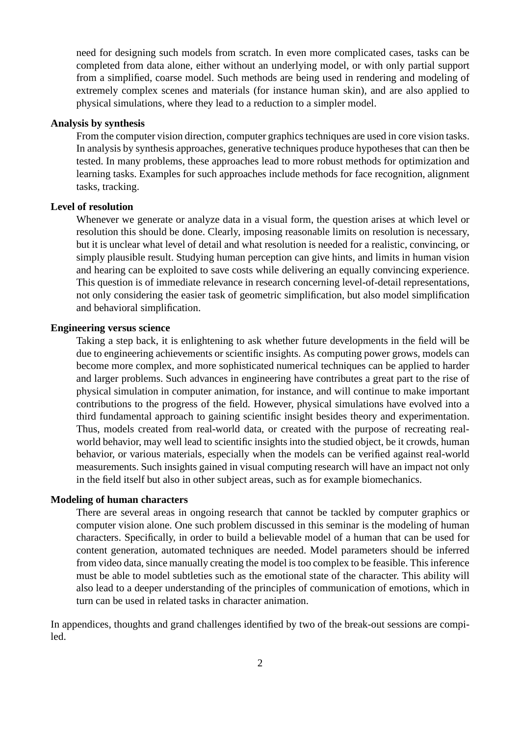need for designing such models from scratch. In even more complicated cases, tasks can be completed from data alone, either without an underlying model, or with only partial support from a simplified, coarse model. Such methods are being used in rendering and modeling of extremely complex scenes and materials (for instance human skin), and are also applied to physical simulations, where they lead to a reduction to a simpler model.

**Analysis by synthesis**

From the computer vision direction, computer graphics techniques are used in core vision tasks. In analysis by synthesis approaches, generative techniques produce hypotheses that can then be tested. In many problems, these approaches lead to more robust methods for optimization and learning tasks. Examples for such approaches include methods for face recognition, alignment tasks, tracking.

**Level of resolution**

Whenever we generate or analyze data in a visual form, the question arises at which level or resolution this should be done. Clearly, imposing reasonable limits on resolution is necessary, but it is unclear what level of detail and what resolution is needed for a realistic, convincing, or simply plausible result. Studying human perception can give hints, and limits in human vision and hearing can be exploited to save costs while delivering an equally convincing experience. This question is of immediate relevance in research concerning level-of-detail representations, not only considering the easier task of geometric simplification, but also model simplification and behavioral simplification.

**Engineering versus science**

Taking a step back, it is enlightening to ask whether future developments in the field will be due to engineering achievements or scientific insights. As computing power grows, models can become more complex, and more sophisticated numerical techniques can be applied to harder and larger problems. Such advances in engineering have contributes a great part to the rise of physical simulation in computer animation, for instance, and will continue to make important contributions to the progress of the field. However, physical simulations have evolved into a third fundamental approach to gaining scientific insight besides theory and experimentation. Thus, models created from real-world data, or created with the purpose of recreating real-world behavior, may well lead to scientific insights into the studied object, be it crowds, human behavior, or various materials, especially when the models can be verified against real-world measurements. Such insights gained in visual computing research will have an impact not only in the field itself but also in other subject areas, such as for example biomechanics.

**Modeling of human characters**

There are several areas in ongoing research that cannot be tackled by computer graphics or computer vision alone. One such problem discussed in this seminar is the modeling of human characters. Specifically, in order to build a believable model of a human that can be used for content generation, automated techniques are needed. Model parameters should be inferred from video data, since manually creating the model is too complex to be feasible. This inference must be able to model subtleties such as the emotional state of the character. This ability will also lead to a deeper understanding of the principles of communication of emotions, which in turn can be used in related tasks in character animation.

In appendices, thoughts and grand challenges identified by two of the break-out sessions are compiled.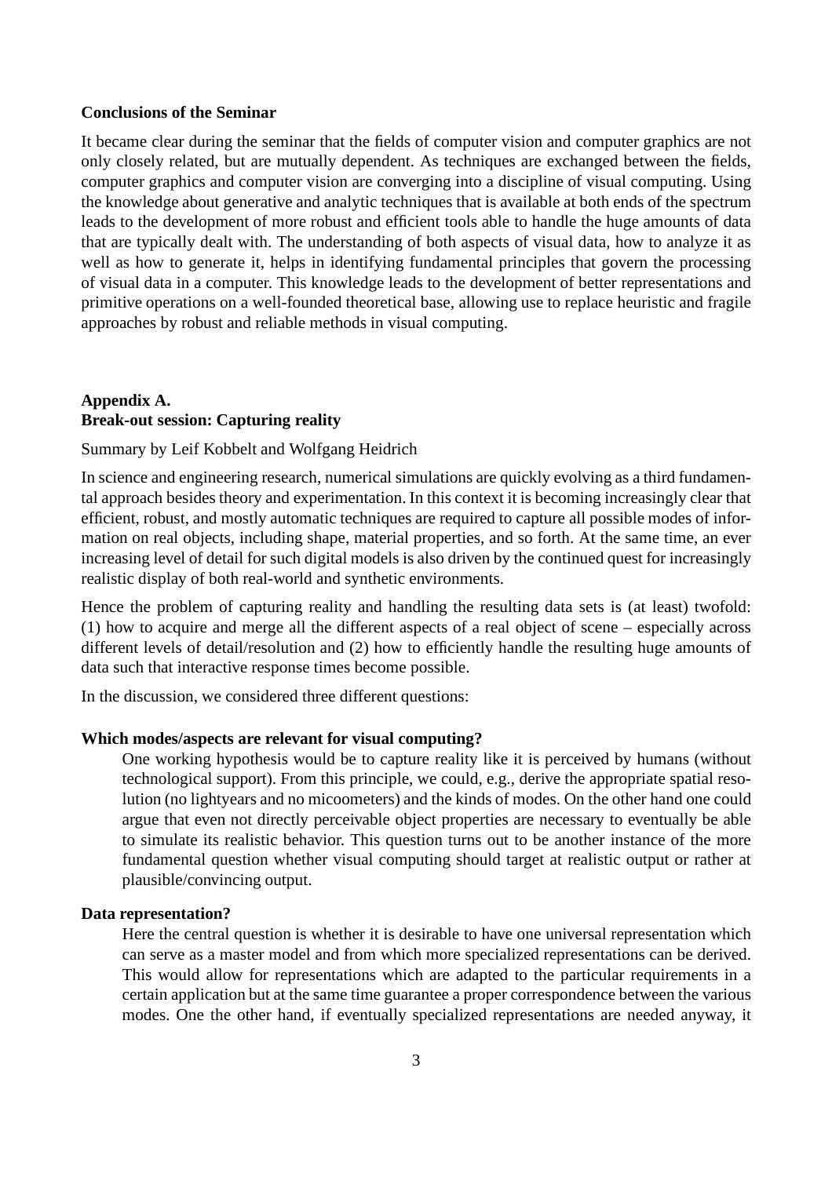**Conclusions of the Seminar**

It became clear during the seminar that the fields of computer vision and computer graphics are not only closely related, but are mutually dependent. As techniques are exchanged between the fields, computer graphics and computer vision are converging into a discipline of visual computing. Using the knowledge about generative and analytic techniques that is available at both ends of the spectrum leads to the development of more robust and efficient tools able to handle the huge amounts of data that are typically dealt with. The understanding of both aspects of visual data, how to analyze it as well as how to generate it, helps in identifying fundamental principles that govern the processing of visual data in a computer. This knowledge leads to the development of better representations and primitive operations on a well-founded theoretical base, allowing use to replace heuristic and fragile approaches by robust and reliable methods in visual computing.

**Appendix A.**
**Break-out session: Capturing reality**

Summary by Leif Kobbelt and Wolfgang Heidrich

In science and engineering research, numerical simulations are quickly evolving as a third fundamental approach besides theory and experimentation. In this context it is becoming increasingly clear that efficient, robust, and mostly automatic techniques are required to capture all possible modes of information on real objects, including shape, material properties, and so forth. At the same time, an ever increasing level of detail for such digital models is also driven by the continued quest for increasingly realistic display of both real-world and synthetic environments.

Hence the problem of capturing reality and handling the resulting data sets is (at least) twofold: (1) how to acquire and merge all the different aspects of a real object of scene – especially across different levels of detail/resolution and (2) how to efficiently handle the resulting huge amounts of data such that interactive response times become possible.

In the discussion, we considered three different questions:

**Which modes/aspects are relevant for visual computing?**

One working hypothesis would be to capture reality like it is perceived by humans (without technological support). From this principle, we could, e.g., derive the appropriate spatial resolution (no lightyears and no micoometers) and the kinds of modes. On the other hand one could argue that even not directly perceivable object properties are necessary to eventually be able to simulate its realistic behavior. This question turns out to be another instance of the more fundamental question whether visual computing should target at realistic output or rather at plausible/convincing output.

**Data representation?**

Here the central question is whether it is desirable to have one universal representation which can serve as a master model and from which more specialized representations can be derived. This would allow for representations which are adapted to the particular requirements in a certain application but at the same time guarantee a proper correspondence between the various modes. One the other hand, if eventually specialized representations are needed anyway, it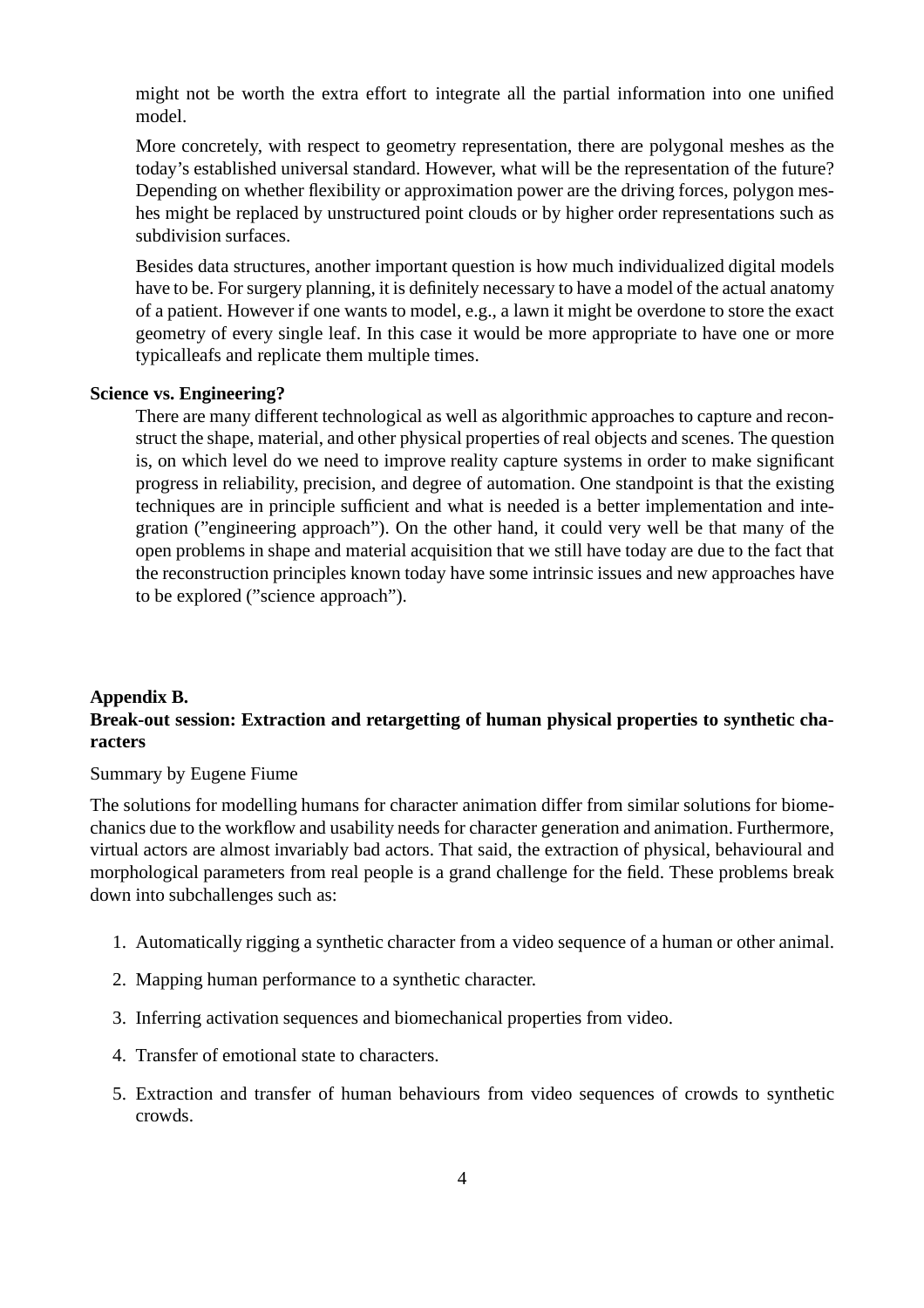might not be worth the extra effort to integrate all the partial information into one unified model.

More concretely, with respect to geometry representation, there are polygonal meshes as the today's established universal standard. However, what will be the representation of the future? Depending on whether flexibility or approximation power are the driving forces, polygon meshes might be replaced by unstructured point clouds or by higher order representations such as subdivision surfaces.

Besides data structures, another important question is how much individualized digital models have to be. For surgery planning, it is definitely necessary to have a model of the actual anatomy of a patient. However if one wants to model, e.g., a lawn it might be overdone to store the exact geometry of every single leaf. In this case it would be more appropriate to have one or more typicalleafs and replicate them multiple times.

**Science vs. Engineering?**

There are many different technological as well as algorithmic approaches to capture and reconstruct the shape, material, and other physical properties of real objects and scenes. The question is, on which level do we need to improve reality capture systems in order to make significant progress in reliability, precision, and degree of automation. One standpoint is that the existing techniques are in principle sufficient and what is needed is a better implementation and integration ("engineering approach"). On the other hand, it could very well be that many of the open problems in shape and material acquisition that we still have today are due to the fact that the reconstruction principles known today have some intrinsic issues and new approaches have to be explored ("science approach").

## Appendix B.
## Break-out session: Extraction and retargetting of human physical properties to synthetic characters

Summary by Eugene Fiume

The solutions for modelling humans for character animation differ from similar solutions for biomechanics due to the workflow and usability needs for character generation and animation. Furthermore, virtual actors are almost invariably bad actors. That said, the extraction of physical, behavioural and morphological parameters from real people is a grand challenge for the field. These problems break down into subchallenges such as:

1. Automatically rigging a synthetic character from a video sequence of a human or other animal.
2. Mapping human performance to a synthetic character.
3. Inferring activation sequences and biomechanical properties from video.
4. Transfer of emotional state to characters.
5. Extraction and transfer of human behaviours from video sequences of crowds to synthetic crowds.